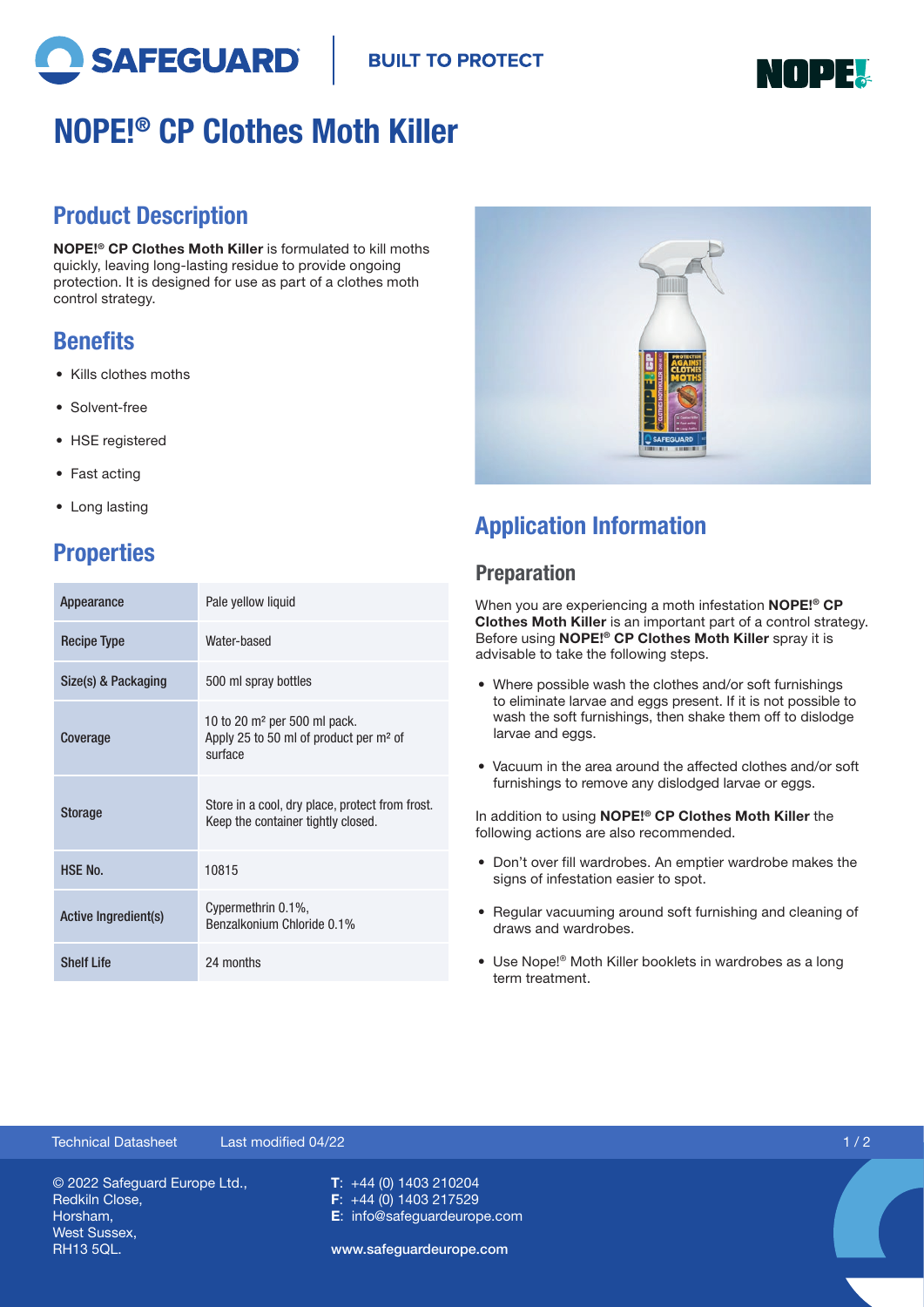# NOPE!® CP Clothes Moth Killer

## Product Description

**NOPE!® CP Clothes Moth Killer** is formulated to kill moths quickly, leaving long-lasting residue to provide ongoing protection. It is designed for use as part of a clothes moth control strategy.

## Benefits

- Kills clothes moths
- Solvent-free
- HSE registered
- Fast acting
- Long lasting

## Properties

| | |
|---|---|
| Appearance | Pale yellow liquid |
| Recipe Type | Water-based |
| Size(s) & Packaging | 500 ml spray bottles |
| Coverage | 10 to 20 m² per 500 ml pack. Apply 25 to 50 ml of product per m² of surface |
| Storage | Store in a cool, dry place, protect from frost. Keep the container tightly closed. |
| HSE No. | 10815 |
| Active Ingredient(s) | Cypermethrin 0.1%, Benzalkonium Chloride 0.1% |
| Shelf Life | 24 months |

## Application Information

### Preparation

When you are experiencing a moth infestation **NOPE!® CP Clothes Moth Killer** is an important part of a control strategy. Before using **NOPE!® CP Clothes Moth Killer** spray it is advisable to take the following steps.

- Where possible wash the clothes and/or soft furnishings to eliminate larvae and eggs present. If it is not possible to wash the soft furnishings, then shake them off to dislodge larvae and eggs.
- Vacuum in the area around the affected clothes and/or soft furnishings to remove any dislodged larvae or eggs.

In addition to using **NOPE!® CP Clothes Moth Killer** the following actions are also recommended.

- Don't over fill wardrobes. An emptier wardrobe makes the signs of infestation easier to spot.
- Regular vacuuming around soft furnishing and cleaning of draws and wardrobes.
- Use Nope!® Moth Killer booklets in wardrobes as a long term treatment.

Technical Datasheet Last modified 04/22

© 2022 Safeguard Europe Ltd.,
Redkiln Close,
Horsham,
West Sussex,
RH13 5QL.

**T**: +44 (0) 1403 210204
**F**: +44 (0) 1403 217529
**E**: info@safeguardeurope.com

www.safeguardeurope.com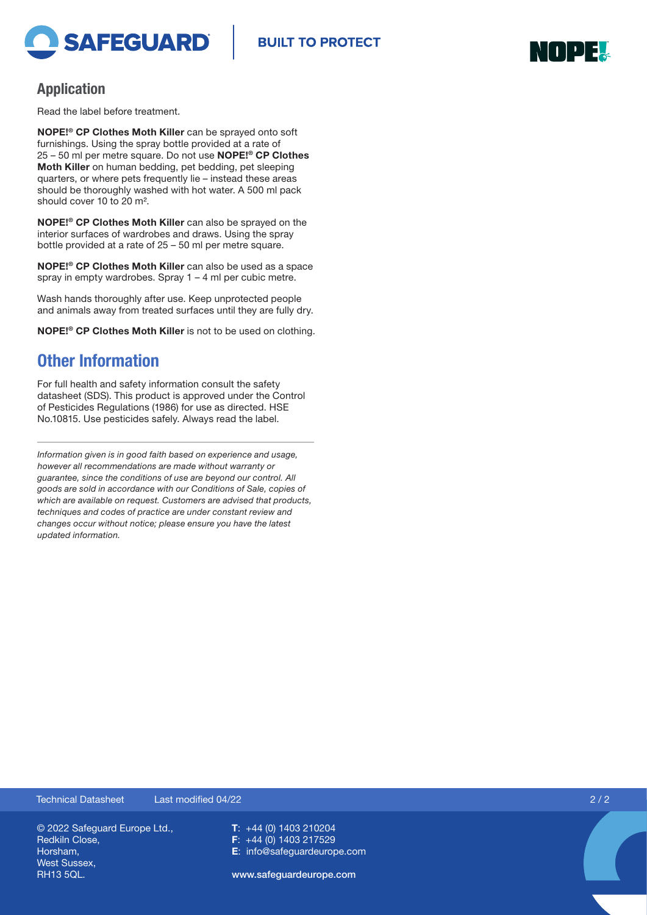## Application

Read the label before treatment.

**NOPE!® CP Clothes Moth Killer** can be sprayed onto soft furnishings. Using the spray bottle provided at a rate of 25 – 50 ml per metre square. Do not use **NOPE!® CP Clothes Moth Killer** on human bedding, pet bedding, pet sleeping quarters, or where pets frequently lie – instead these areas should be thoroughly washed with hot water. A 500 ml pack should cover 10 to 20 $m^2$.

**NOPE!® CP Clothes Moth Killer** can also be sprayed on the interior surfaces of wardrobes and draws. Using the spray bottle provided at a rate of 25 – 50 ml per metre square.

**NOPE!® CP Clothes Moth Killer** can also be used as a space spray in empty wardrobes. Spray 1 – 4 ml per cubic metre.

Wash hands thoroughly after use. Keep unprotected people and animals away from treated surfaces until they are fully dry.

**NOPE!® CP Clothes Moth Killer** is not to be used on clothing.

## Other Information

For full health and safety information consult the safety datasheet (SDS). This product is approved under the Control of Pesticides Regulations (1986) for use as directed. HSE No.10815. Use pesticides safely. Always read the label.

---

*Information given is in good faith based on experience and usage, however all recommendations are made without warranty or guarantee, since the conditions of use are beyond our control. All goods are sold in accordance with our Conditions of Sale, copies of which are available on request. Customers are advised that products, techniques and codes of practice are under constant review and changes occur without notice; please ensure you have the latest updated information.*

Technical Datasheet Last modified 04/22

© 2022 Safeguard Europe Ltd.,
Redkiln Close,
Horsham,
West Sussex,
RH13 5QL.

**T**: +44 (0) 1403 210204
**F**: +44 (0) 1403 217529
**E**: info@safeguardeurope.com

www.safeguardeurope.com